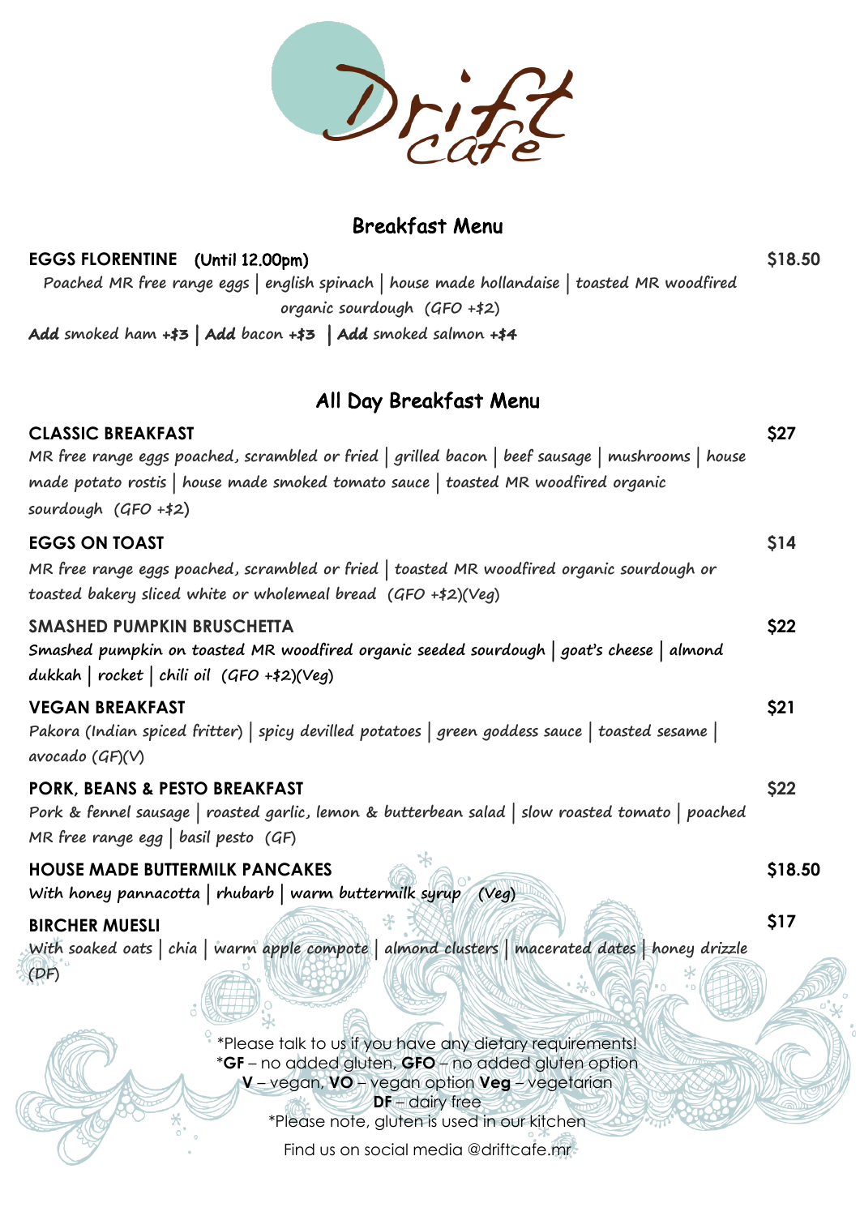# Drift Cafe

## Breakfast Menu

**EGGS FLORENTINE** (Until 12.00pm) — $18.50

*Poached MR free range eggs | english spinach | house made hollandaise | toasted MR woodfired organic sourdough (GFO +$2)*

**Add** smoked ham **+$3** | **Add** bacon **+$3** | **Add** smoked salmon **+$4**

## All Day Breakfast Menu

**CLASSIC BREAKFAST** — $27

*MR free range eggs poached, scrambled or fried | grilled bacon | beef sausage | mushrooms | house made potato rostis | house made smoked tomato sauce | toasted MR woodfired organic sourdough (GFO +$2)*

**EGGS ON TOAST** — $14

*MR free range eggs poached, scrambled or fried | toasted MR woodfired organic sourdough or toasted bakery sliced white or wholemeal bread (GFO +$2)(Veg)*

**SMASHED PUMPKIN BRUSCHETTA** — $22

*Smashed pumpkin on toasted MR woodfired organic seeded sourdough | goat's cheese | almond dukkah | rocket | chili oil (GFO +$2)(Veg)*

**VEGAN BREAKFAST** — $21

*Pakora (Indian spiced fritter) | spicy devilled potatoes | green goddess sauce | toasted sesame | avocado (GF)(V)*

**PORK, BEANS & PESTO BREAKFAST** — $22

*Pork & fennel sausage | roasted garlic, lemon & butterbean salad | slow roasted tomato | poached MR free range egg | basil pesto (GF)*

**HOUSE MADE BUTTERMILK PANCAKES** — $18.50

*With honey pannacotta | rhubarb | warm buttermilk syrup (Veg)*

**BIRCHER MUESLI** — $17

*With soaked oats | chia | warm apple compote | almond clusters | macerated dates | honey drizzle (DF)*

*Please talk to us if you have any dietary requirements!
*GF – no added gluten, GFO – no added gluten option
V – vegan, VO – vegan option Veg – vegetarian
DF – dairy free
*Please note, gluten is used in our kitchen

Find us on social media @driftcafe.mr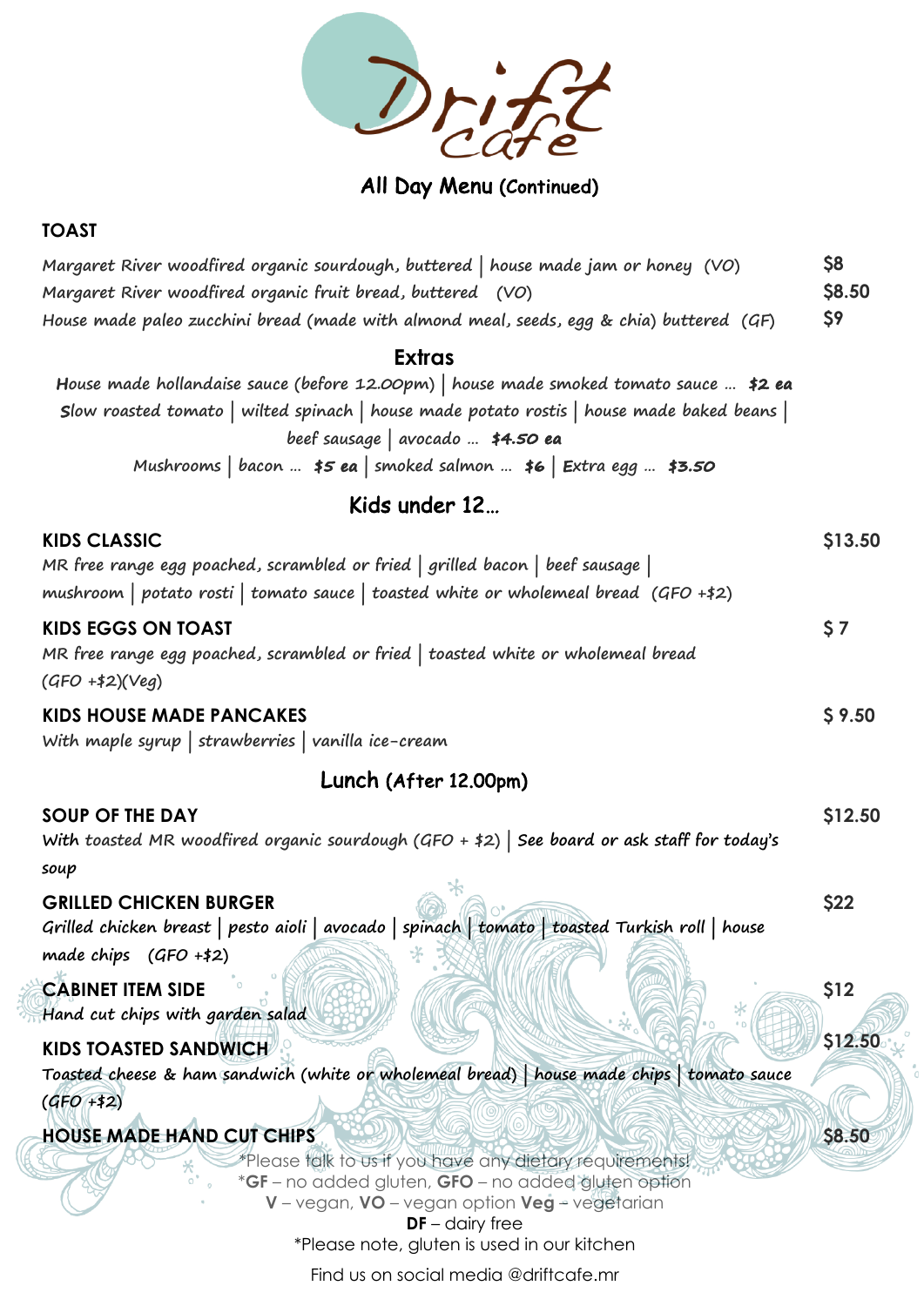# Drift cafe

## All Day Menu (Continued)

### TOAST

| | |
|---|---|
| *Margaret River woodfired organic sourdough, buttered \| house made jam or honey (VO)* | $8 |
| *Margaret River woodfired organic fruit bread, buttered (VO)* | $8.50 |
| *House made paleo zucchini bread (made with almond meal, seeds, egg & chia) buttered (GF)* | $9 |

### Extras

*House made hollandaise sauce (before 12.00pm) | house made smoked tomato sauce … **$2 ea***

*Slow roasted tomato | wilted spinach | house made potato rostis | house made baked beans | beef sausage | avocado … **$4.50 ea***

*Mushrooms | bacon … **$5 ea** | smoked salmon … **$6** | Extra egg … **$3.50***

## Kids under 12…

**KIDS CLASSIC** — $13.50

*MR free range egg poached, scrambled or fried | grilled bacon | beef sausage | mushroom | potato rosti | tomato sauce | toasted white or wholemeal bread (GFO +$2)*

**KIDS EGGS ON TOAST** — $ 7

*MR free range egg poached, scrambled or fried | toasted white or wholemeal bread (GFO +$2)(Veg)*

**KIDS HOUSE MADE PANCAKES** — $ 9.50

*With maple syrup | strawberries | vanilla ice-cream*

## Lunch (After 12.00pm)

**SOUP OF THE DAY** — $12.50

*With toasted MR woodfired organic sourdough (GFO + $2) | See board or ask staff for today's soup*

**GRILLED CHICKEN BURGER** — $22

*Grilled chicken breast | pesto aioli | avocado | spinach | tomato | toasted Turkish roll | house made chips (GFO +$2)*

**CABINET ITEM SIDE** — $12

*Hand cut chips with garden salad*

**KIDS TOASTED SANDWICH** — $12.50

*Toasted cheese & ham sandwich (white or wholemeal bread) | house made chips | tomato sauce (GFO +$2)*

**HOUSE MADE HAND CUT CHIPS** — $8.50

*Please talk to us if you have any dietary requirements!

*GF – no added gluten, GFO – no added gluten option

V – vegan, VO – vegan option Veg – vegetarian

DF – dairy free

*Please note, gluten is used in our kitchen

Find us on social media @driftcafe.mr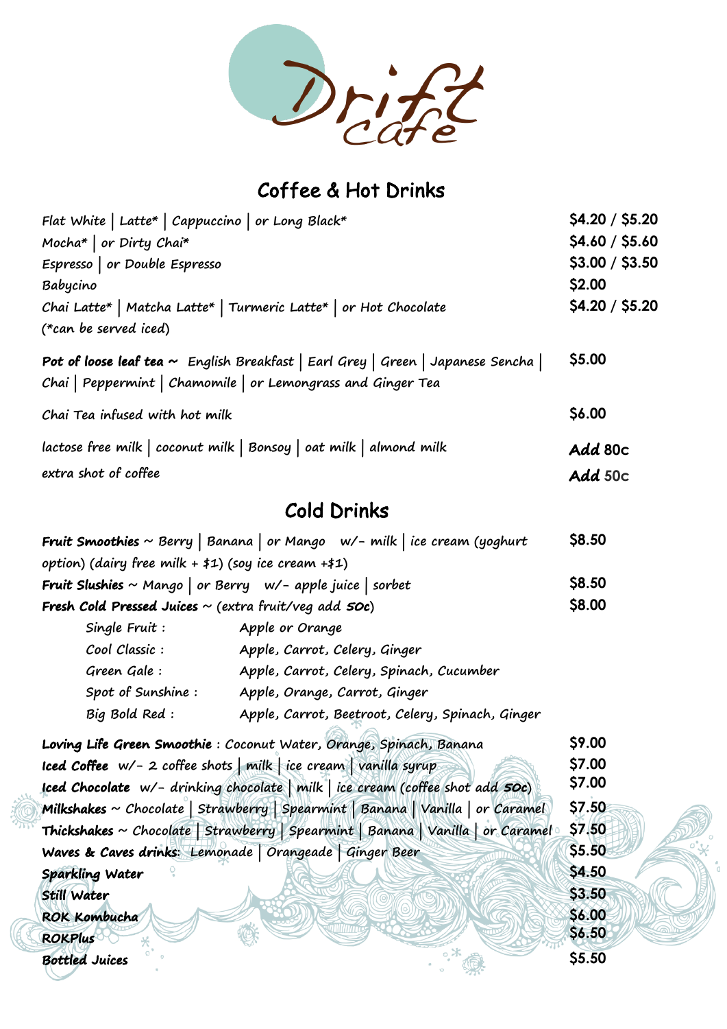# Drift Cafe

## Coffee & Hot Drinks

| | |
|---|---|
| *Flat White \| Latte\* \| Cappuccino \| or Long Black\** | **$4.20 / $5.20** |
| *Mocha\* \| or Dirty Chai\** | **$4.60 / $5.60** |
| *Espresso \| or Double Espresso* | **$3.00 / $3.50** |
| *Babycino* | **$2.00** |
| *Chai Latte\* \| Matcha Latte\* \| Turmeric Latte\* \| or Hot Chocolate* | **$4.20 / $5.20** |
| *(\*can be served iced)* | |
| ***Pot of loose leaf tea ~*** *English Breakfast \| Earl Grey \| Green \| Japanese Sencha \| Chai \| Peppermint \| Chamomile \| or Lemongrass and Ginger Tea* | **$5.00** |
| *Chai Tea infused with hot milk* | **$6.00** |
| *lactose free milk \| coconut milk \| Bonsoy \| oat milk \| almond milk* | ***Add* 80c** |
| *extra shot of coffee* | ***Add* 50c** |

## Cold Drinks

| | |
|---|---|
| ***Fruit Smoothies*** *~ Berry \| Banana \| or Mango w/- milk \| ice cream (yoghurt option) (dairy free milk + $1) (soy ice cream +$1)* | **$8.50** |
| ***Fruit Slushies*** *~ Mango \| or Berry w/- apple juice \| sorbet* | **$8.50** |
| ***Fresh Cold Pressed Juices*** *~ (extra fruit/veg add* ***50c****)* | **$8.00** |

| | |
|---|---|
| *Single Fruit :* | *Apple or Orange* |
| *Cool Classic :* | *Apple, Carrot, Celery, Ginger* |
| *Green Gale :* | *Apple, Carrot, Celery, Spinach, Cucumber* |
| *Spot of Sunshine :* | *Apple, Orange, Carrot, Ginger* |
| *Big Bold Red :* | *Apple, Carrot, Beetroot, Celery, Spinach, Ginger* |

| | |
|---|---|
| ***Loving Life Green Smoothie*** *: Coconut Water, Orange, Spinach, Banana* | **$9.00** |
| ***Iced Coffee*** *w/- 2 coffee shots \| milk \| ice cream \| vanilla syrup* | **$7.00** |
| ***Iced Chocolate*** *w/- drinking chocolate \| milk \| ice cream (coffee shot add* ***50c****)* | **$7.00** |
| ***Milkshakes*** *~ Chocolate \| Strawberry \| Spearmint \| Banana \| Vanilla \| or Caramel* | **$7.50** |
| ***Thickshakes*** *~ Chocolate \| Strawberry \| Spearmint \| Banana \| Vanilla \| or Caramel* | **$7.50** |
| ***Waves & Caves drinks****: Lemonade \| Orangeade \| Ginger Beer* | **$5.50** |
| ***Sparkling Water*** | **$4.50** |
| ***Still Water*** | **$3.50** |
| ***ROK Kombucha*** | **$6.00** |
| ***ROKPlus*** | **$6.50** |
| ***Bottled Juices*** | **$5.50** |